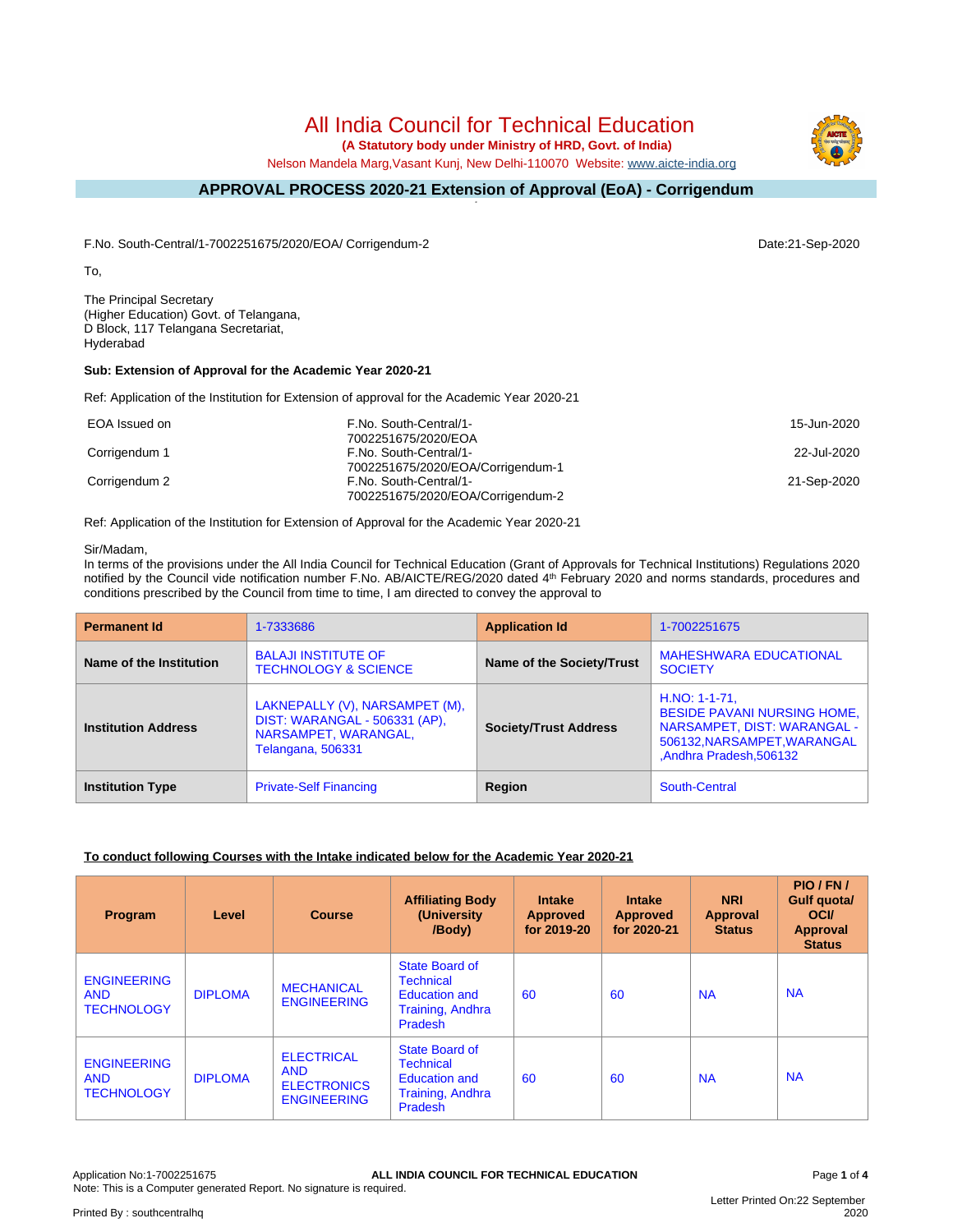# All India Council for Technical Education

**(A Statutory body under Ministry of HRD, Govt. of India)**

Nelson Mandela Marg,Vasant Kunj, New Delhi-110070 Website: www.aicte-india.org

## APPROVAL PROCESS 2020-21 Extension of Approval (EoA) - Corrigendum

F.No. South-Central/1-7002251675/2020/EOA/ Corrigendum-2

Date:21-Sep-2020

To,

The Principal Secretary
(Higher Education) Govt. of Telangana,
D Block, 117 Telangana Secretariat,
Hyderabad

**Sub: Extension of Approval for the Academic Year 2020-21**

Ref: Application of the Institution for Extension of approval for the Academic Year 2020-21

| | | |
|---|---|---|
| EOA Issued on | F.No. South-Central/1-7002251675/2020/EOA | 15-Jun-2020 |
| Corrigendum 1 | F.No. South-Central/1-7002251675/2020/EOA/Corrigendum-1 | 22-Jul-2020 |
| Corrigendum 2 | F.No. South-Central/1-7002251675/2020/EOA/Corrigendum-2 | 21-Sep-2020 |

Ref: Application of the Institution for Extension of Approval for the Academic Year 2020-21

Sir/Madam,

In terms of the provisions under the All India Council for Technical Education (Grant of Approvals for Technical Institutions) Regulations 2020 notified by the Council vide notification number F.No. AB/AICTE/REG/2020 dated 4th February 2020 and norms standards, procedures and conditions prescribed by the Council from time to time, I am directed to convey the approval to

| **Permanent Id** | 1-7333686 | **Application Id** | 1-7002251675 |
|---|---|---|---|
| **Name of the Institution** | BALAJI INSTITUTE OF TECHNOLOGY & SCIENCE | **Name of the Society/Trust** | MAHESHWARA EDUCATIONAL SOCIETY |
| **Institution Address** | LAKNEPALLY (V), NARSAMPET (M), DIST: WARANGAL - 506331 (AP), NARSAMPET, WARANGAL, Telangana, 506331 | **Society/Trust Address** | H.NO: 1-1-71, BESIDE PAVANI NURSING HOME, NARSAMPET, DIST: WARANGAL - 506132,NARSAMPET,WARANGAL ,Andhra Pradesh,506132 |
| **Institution Type** | Private-Self Financing | **Region** | South-Central |

**To conduct following Courses with the Intake indicated below for the Academic Year 2020-21**

| Program | Level | Course | Affiliating Body (University /Body) | Intake Approved for 2019-20 | Intake Approved for 2020-21 | NRI Approval Status | PIO / FN / Gulf quota/ OCI/ Approval Status |
|---|---|---|---|---|---|---|---|
| ENGINEERING AND TECHNOLOGY | DIPLOMA | MECHANICAL ENGINEERING | State Board of Technical Education and Training, Andhra Pradesh | 60 | 60 | NA | NA |
| ENGINEERING AND TECHNOLOGY | DIPLOMA | ELECTRICAL AND ELECTRONICS ENGINEERING | State Board of Technical Education and Training, Andhra Pradesh | 60 | 60 | NA | NA |

Application No:1-7002251675
Note: This is a Computer generated Report. No signature is required.

Printed By : southcentralhq

Letter Printed On:22 September 2020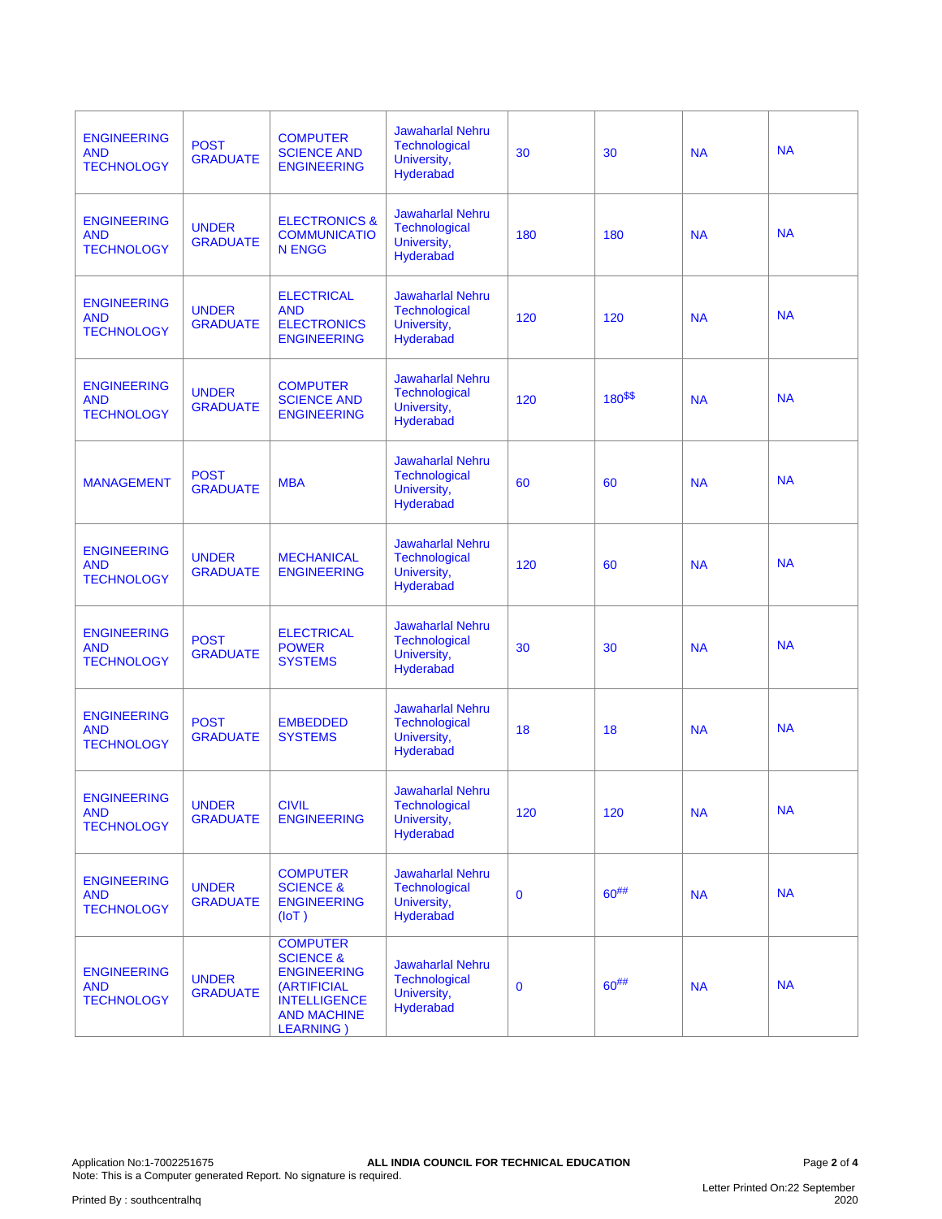| | | | | | | | |
|---|---|---|---|---|---|---|---|
| ENGINEERING AND TECHNOLOGY | POST GRADUATE | COMPUTER SCIENCE AND ENGINEERING | Jawaharlal Nehru Technological University, Hyderabad | 30 | 30 | NA | NA |
| ENGINEERING AND TECHNOLOGY | UNDER GRADUATE | ELECTRONICS & COMMUNICATION ENGG | Jawaharlal Nehru Technological University, Hyderabad | 180 | 180 | NA | NA |
| ENGINEERING AND TECHNOLOGY | UNDER GRADUATE | ELECTRICAL AND ELECTRONICS ENGINEERING | Jawaharlal Nehru Technological University, Hyderabad | 120 | 120 | NA | NA |
| ENGINEERING AND TECHNOLOGY | UNDER GRADUATE | COMPUTER SCIENCE AND ENGINEERING | Jawaharlal Nehru Technological University, Hyderabad | 120 | 180$$ | NA | NA |
| MANAGEMENT | POST GRADUATE | MBA | Jawaharlal Nehru Technological University, Hyderabad | 60 | 60 | NA | NA |
| ENGINEERING AND TECHNOLOGY | UNDER GRADUATE | MECHANICAL ENGINEERING | Jawaharlal Nehru Technological University, Hyderabad | 120 | 60 | NA | NA |
| ENGINEERING AND TECHNOLOGY | POST GRADUATE | ELECTRICAL POWER SYSTEMS | Jawaharlal Nehru Technological University, Hyderabad | 30 | 30 | NA | NA |
| ENGINEERING AND TECHNOLOGY | POST GRADUATE | EMBEDDED SYSTEMS | Jawaharlal Nehru Technological University, Hyderabad | 18 | 18 | NA | NA |
| ENGINEERING AND TECHNOLOGY | UNDER GRADUATE | CIVIL ENGINEERING | Jawaharlal Nehru Technological University, Hyderabad | 120 | 120 | NA | NA |
| ENGINEERING AND TECHNOLOGY | UNDER GRADUATE | COMPUTER SCIENCE & ENGINEERING (IoT ) | Jawaharlal Nehru Technological University, Hyderabad | 0 | 60## | NA | NA |
| ENGINEERING AND TECHNOLOGY | UNDER GRADUATE | COMPUTER SCIENCE & ENGINEERING (ARTIFICIAL INTELLIGENCE AND MACHINE LEARNING ) | Jawaharlal Nehru Technological University, Hyderabad | 0 | 60## | NA | NA |

Application No:1-7002251675 **ALL INDIA COUNCIL FOR TECHNICAL EDUCATION**
Note: This is a Computer generated Report. No signature is required.

Printed By : southcentralhq

Letter Printed On:22 September 2020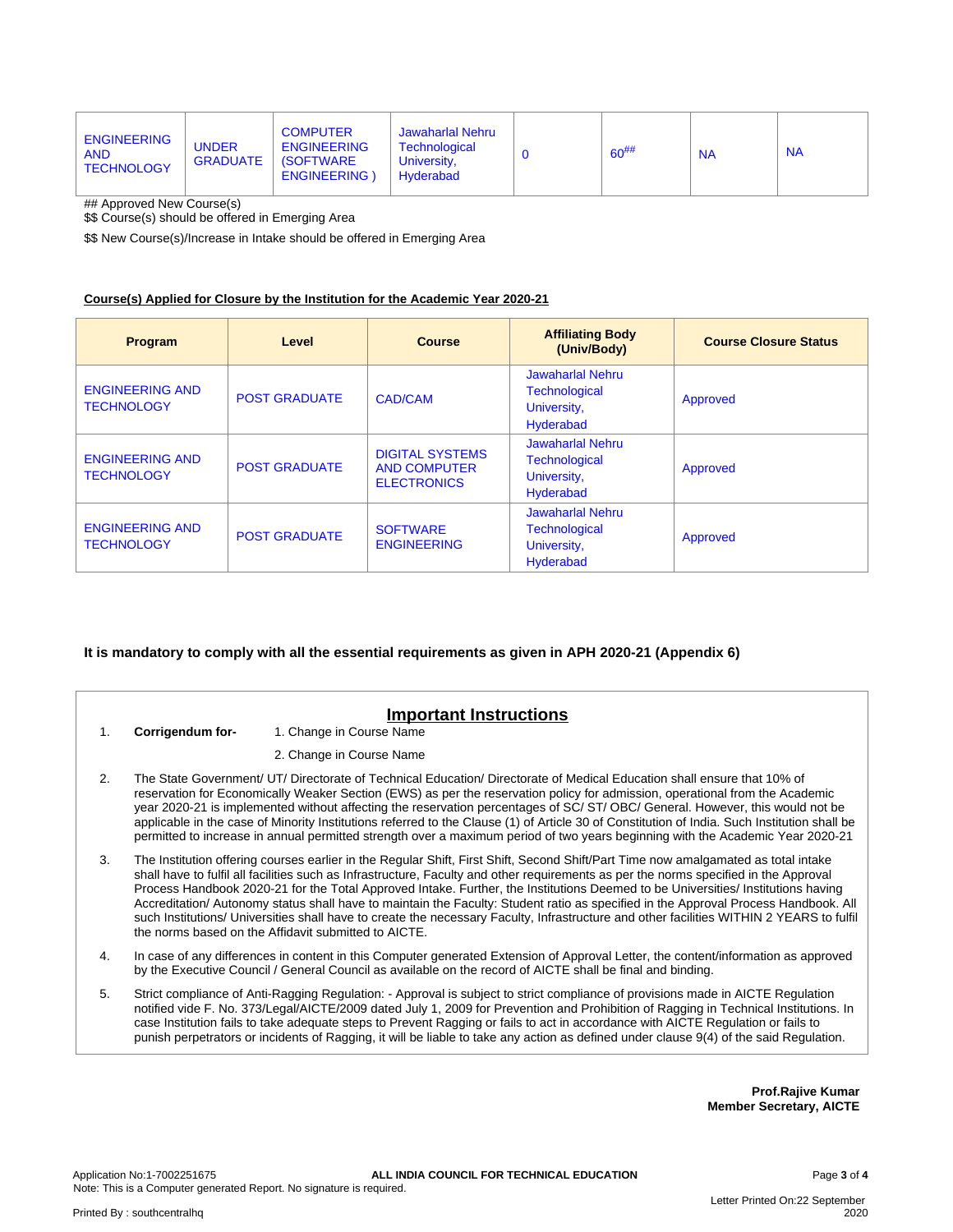| ENGINEERING AND TECHNOLOGY | UNDER GRADUATE | COMPUTER ENGINEERING (SOFTWARE ENGINEERING ) | Jawaharlal Nehru Technological University, Hyderabad | 0 | 60## | NA | NA |
|---|---|---|---|---|---|---|---|

## Approved New Course(s)

$$ Course(s) should be offered in Emerging Area

$$ New Course(s)/Increase in Intake should be offered in Emerging Area

**Course(s) Applied for Closure by the Institution for the Academic Year 2020-21**

| Program | Level | Course | Affiliating Body (Univ/Body) | Course Closure Status |
|---|---|---|---|---|
| ENGINEERING AND TECHNOLOGY | POST GRADUATE | CAD/CAM | Jawaharlal Nehru Technological University, Hyderabad | Approved |
| ENGINEERING AND TECHNOLOGY | POST GRADUATE | DIGITAL SYSTEMS AND COMPUTER ELECTRONICS | Jawaharlal Nehru Technological University, Hyderabad | Approved |
| ENGINEERING AND TECHNOLOGY | POST GRADUATE | SOFTWARE ENGINEERING | Jawaharlal Nehru Technological University, Hyderabad | Approved |

**It is mandatory to comply with all the essential requirements as given in APH 2020-21 (Appendix 6)**

## Important Instructions

1. **Corrigendum for-** 1. Change in Course Name
   2. Change in Course Name
2. The State Government/ UT/ Directorate of Technical Education/ Directorate of Medical Education shall ensure that 10% of reservation for Economically Weaker Section (EWS) as per the reservation policy for admission, operational from the Academic year 2020-21 is implemented without affecting the reservation percentages of SC/ ST/ OBC/ General. However, this would not be applicable in the case of Minority Institutions referred to the Clause (1) of Article 30 of Constitution of India. Such Institution shall be permitted to increase in annual permitted strength over a maximum period of two years beginning with the Academic Year 2020-21
3. The Institution offering courses earlier in the Regular Shift, First Shift, Second Shift/Part Time now amalgamated as total intake shall have to fulfil all facilities such as Infrastructure, Faculty and other requirements as per the norms specified in the Approval Process Handbook 2020-21 for the Total Approved Intake. Further, the Institutions Deemed to be Universities/ Institutions having Accreditation/ Autonomy status shall have to maintain the Faculty: Student ratio as specified in the Approval Process Handbook. All such Institutions/ Universities shall have to create the necessary Faculty, Infrastructure and other facilities WITHIN 2 YEARS to fulfil the norms based on the Affidavit submitted to AICTE.
4. In case of any differences in content in this Computer generated Extension of Approval Letter, the content/information as approved by the Executive Council / General Council as available on the record of AICTE shall be final and binding.
5. Strict compliance of Anti-Ragging Regulation: - Approval is subject to strict compliance of provisions made in AICTE Regulation notified vide F. No. 373/Legal/AICTE/2009 dated July 1, 2009 for Prevention and Prohibition of Ragging in Technical Institutions. In case Institution fails to take adequate steps to Prevent Ragging or fails to act in accordance with AICTE Regulation or fails to punish perpetrators or incidents of Ragging, it will be liable to take any action as defined under clause 9(4) of the said Regulation.

**Prof.Rajive Kumar**
**Member Secretary, AICTE**

Application No:1-7002251675 **ALL INDIA COUNCIL FOR TECHNICAL EDUCATION**
Note: This is a Computer generated Report. No signature is required.

Printed By : southcentralhq

Letter Printed On:22 September 2020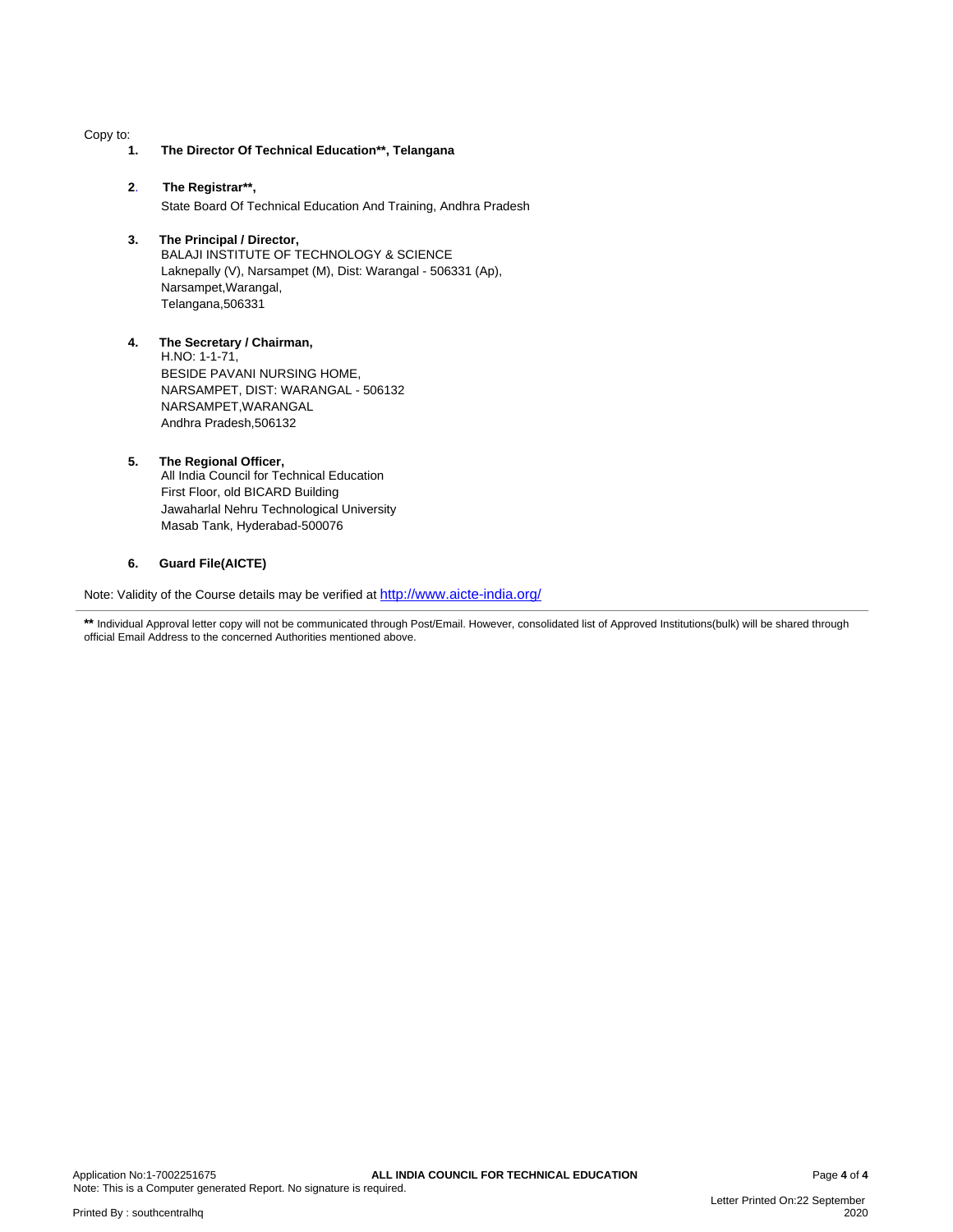Copy to:

1. **The Director Of Technical Education**, Telangana**

2. **The Registrar**,**
   State Board Of Technical Education And Training, Andhra Pradesh

3. **The Principal / Director,**
   BALAJI INSTITUTE OF TECHNOLOGY & SCIENCE
   Laknepally (V), Narsampet (M), Dist: Warangal - 506331 (Ap),
   Narsampet,Warangal,
   Telangana,506331

4. **The Secretary / Chairman,**
   H.NO: 1-1-71,
   BESIDE PAVANI NURSING HOME,
   NARSAMPET, DIST: WARANGAL - 506132
   NARSAMPET,WARANGAL
   Andhra Pradesh,506132

5. **The Regional Officer,**
   All India Council for Technical Education
   First Floor, old BICARD Building
   Jawaharlal Nehru Technological University
   Masab Tank, Hyderabad-500076

6. **Guard File(AICTE)**

Note: Validity of the Course details may be verified at http://www.aicte-india.org/

---

**\*\*** Individual Approval letter copy will not be communicated through Post/Email. However, consolidated list of Approved Institutions(bulk) will be shared through official Email Address to the concerned Authorities mentioned above.

Application No:1-7002251675

**ALL INDIA COUNCIL FOR TECHNICAL EDUCATION**

Note: This is a Computer generated Report. No signature is required.

Letter Printed On:22 September 2020

Printed By : southcentralhq